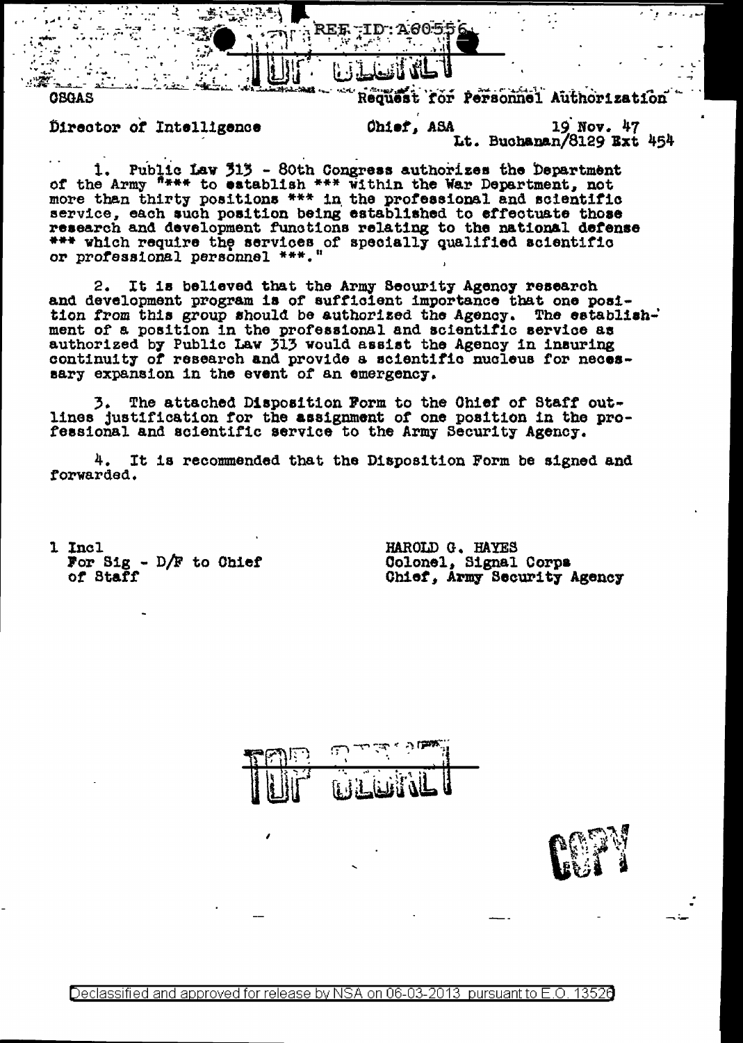REF ID:A60556

TOP SECRET

CSGAS — Request for Personnel Authorization

Director of Intelligence — Chief, ASA — 19 Nov. 47
Lt. Buchanan/8129 Ext 454

1. Public Law 313 - 80th Congress authorizes the Department of the Army "*** to establish *** within the War Department, not more than thirty positions *** in the professional and scientific service, each such position being established to effectuate those research and development functions relating to the national defense *** which require the services of specially qualified scientific or professional personnel ***."

2. It is believed that the Army Security Agency research and development program is of sufficient importance that one position from this group should be authorized the Agency. The establishment of a position in the professional and scientific service as authorized by Public Law 313 would assist the Agency in insuring continuity of research and provide a scientific nucleus for necessary expansion in the event of an emergency.

3. The attached Disposition Form to the Chief of Staff outlines justification for the assignment of one position in the professional and scientific service to the Army Security Agency.

4. It is recommended that the Disposition Form be signed and forwarded.

1 Incl
For Sig - D/F to Chief of Staff

HAROLD G. HAYES
Colonel, Signal Corps
Chief, Army Security Agency

TOP SECRET

COPY

Declassified and approved for release by NSA on 06-03-2013 pursuant to E.O. 13526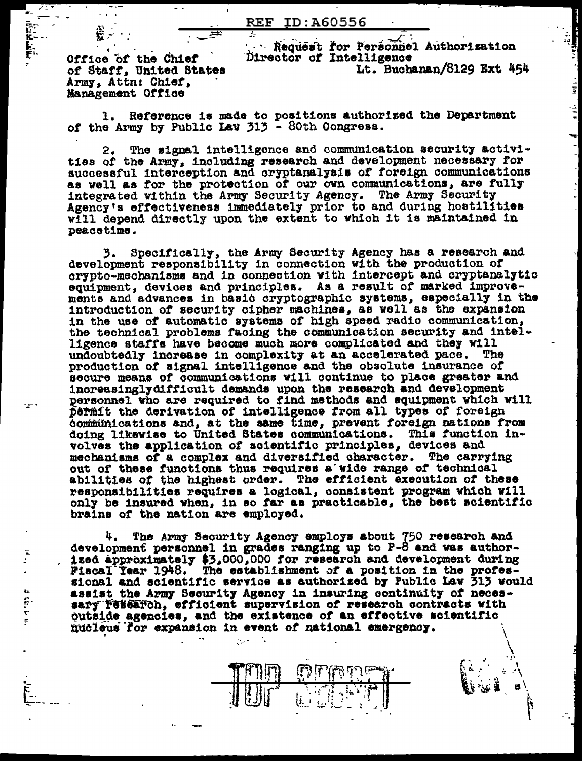Office of the Chief of Staff, United States Army, Attn: Chief, Management Office

Request for Personnel Authorization
Director of Intelligence
Lt. Buchanan/8129 Ext 454

1. Reference is made to positions authorized the Department of the Army by Public Law 313 - 80th Congress.

2. The signal intelligence and communication security activities of the Army, including research and development necessary for successful interception and cryptanalysis of foreign communications as well as for the protection of our own communications, are fully integrated within the Army Security Agency. The Army Security Agency's effectiveness immediately prior to and during hostilities will depend directly upon the extent to which it is maintained in peacetime.

3. Specifically, the Army Security Agency has a research and development responsibility in connection with the production of crypto-mechanisms and in connection with intercept and cryptanalytic equipment, devices and principles. As a result of marked improvements and advances in basic cryptographic systems, especially in the introduction of security cipher machines, as well as the expansion in the use of automatic systems of high speed radio communication, the technical problems facing the communication security and intelligence staffs have become much more complicated and they will undoubtedly increase in complexity at an accelerated pace. The production of signal intelligence and the obsolute insurance of secure means of communications will continue to place greater and increasinglydifficult demands upon the research and development personnel who are required to find methods and equipment which will permit the derivation of intelligence from all types of foreign communications and, at the same time, prevent foreign nations from doing likewise to United States communications. This function involves the application of scientific principles, devices and mechanisms of a complex and diversified character. The carrying out of these functions thus requires a wide range of technical abilities of the highest order. The efficient execution of these responsibilities requires a logical, consistent program which will only be insured when, in so far as practicable, the best scientific brains of the nation are employed.

4. The Army Security Agency employs about 750 research and development personnel in grades ranging up to P-8 and was authorized approximately $3,000,000 for research and development during Fiscal Year 1948. The establishment of a position in the professional and scientific service as authorized by Public Law 313 would assist the Army Security Agency in insuring continuity of necessary research, efficient supervision of research contracts with outside agencies, and the existence of an effective scientific nucleus for expansion in event of national emergency.

TOP SECRET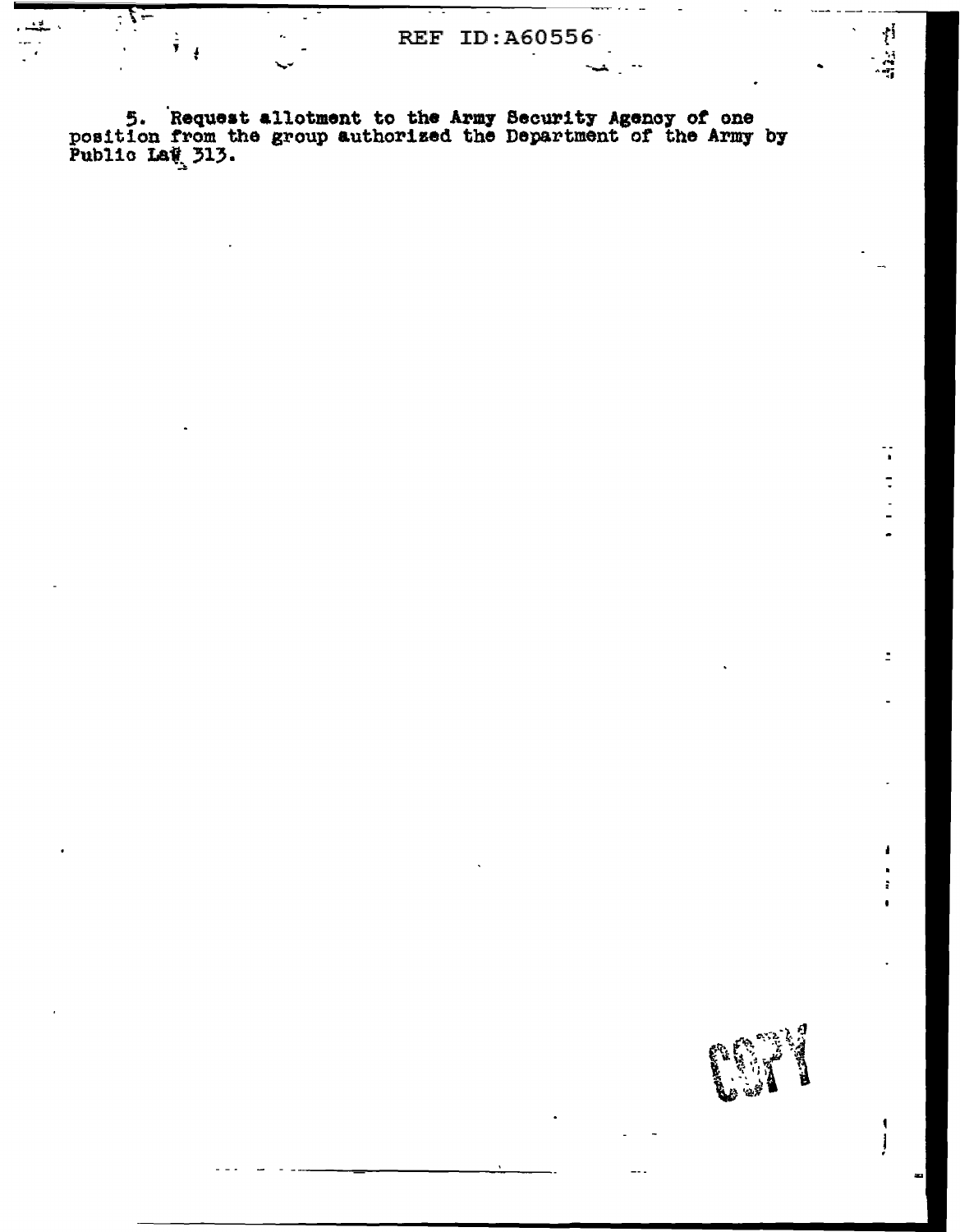5. Request allotment to the Army Security Agency of one position from the group authorized the Department of the Army by Public Law 313.

COPY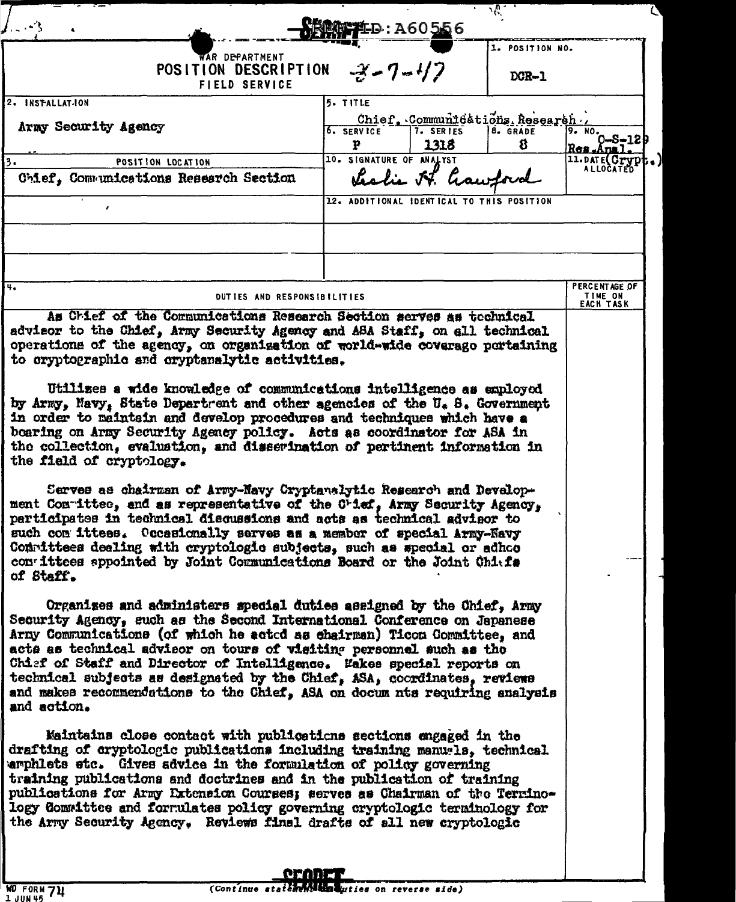SECRET REF ID:A60556

WAR DEPARTMENT
POSITION DESCRIPTION
FIELD SERVICE

8-7-47

| 1. POSITION NO. | DCR-1 |
|---|---|
| 2. INSTALLATION | Army Security Agency |
| 3. POSITION LOCATION | Chief, Communications Research Section |
| 5. TITLE | Chief, Communications Research |
| 6. SERVICE | P |
| 7. SERIES | 1318 |
| 8. GRADE | 8 |
| 9. NO. | O-S-129 Res.Anal.(Crypt.) |
| 10. SIGNATURE OF ANALYST | Leslie H. Crawford |
| 11. DATE ALLOCATED | |
| 12. ADDITIONAL IDENTICAL TO THIS POSITION | |

## 4. DUTIES AND RESPONSIBILITIES

As Chief of the Communications Research Section serves as technical advisor to the Chief, Army Security Agency and ASA Staff, on all technical operations of the agency, on organization of world-wide coverage pertaining to cryptographic and cryptanalytic activities.

Utilizes a wide knowledge of communications intelligence as employed by Army, Navy, State Department and other agencies of the U. S. Government in order to maintain and develop procedures and techniques which have a bearing on Army Security Agency policy. Acts as coordinator for ASA in the collection, evaluation, and dissemination of pertinent information in the field of cryptology.

Serves as chairman of Army-Navy Cryptanalytic Research and Development Committee, and as representative of the Chief, Army Security Agency, participates in technical discussions and acts as technical advisor to such committees. Occasionally serves as a member of special Army-Navy Committees dealing with cryptologic subjects, such as special or adhoc committees appointed by Joint Communications Board or the Joint Chiefs of Staff.

Organizes and administers special duties assigned by the Chief, Army Security Agency, such as the Second International Conference on Japanese Army Communications (of which he acted as chairman) Ticom Committee, and acts as technical advisor on tours of visiting personnel such as the Chief of Staff and Director of Intelligence. Makes special reports on technical subjects as designated by the Chief, ASA, coordinates, reviews and makes recommendations to the Chief, ASA on documents requiring analysis and action.

Maintains close contact with publications sections engaged in the drafting of cryptologic publications including training manuals, technical pamphlets etc. Gives advice in the formulation of policy governing training publications and doctrines and in the publication of training publications for Army Extension Courses; serves as Chairman of the Terminology Committee and formulates policy governing cryptologic terminology for the Army Security Agency. Reviews final drafts of all new cryptologic

WD FORM 74
1 JUN 45

SECRET

(Continue statement of duties on reverse side)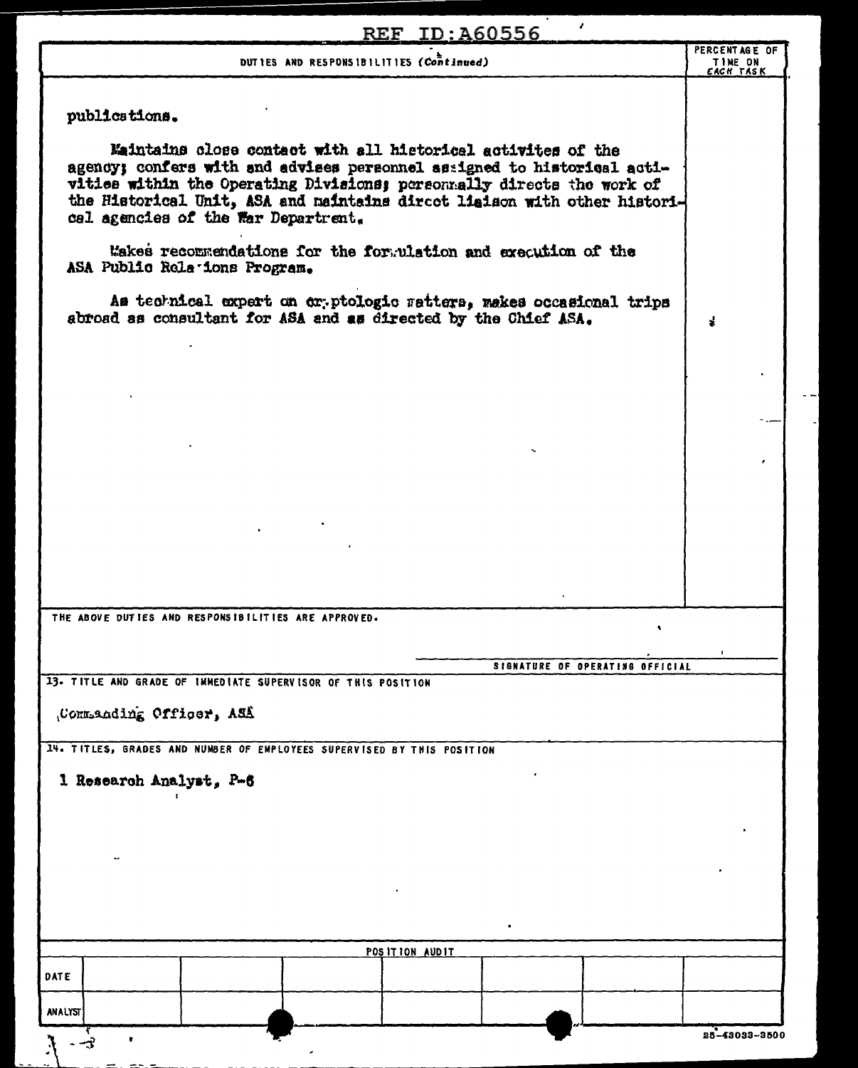REF ID:A60556

| DUTIES AND RESPONSIBILITIES (Continued) | PERCENTAGE OF TIME ON EACH TASK |
|---|---|
| publications.<br><br>Maintains close contact with all historical activites of the agency; confers with and advises personnel assigned to historical activities within the Operating Divisions; personally directs the work of the Historical Unit, ASA and maintains direct liaison with other historical agencies of the War Department.<br><br>Makes recommendations for the formulation and execution of the ASA Public Relations Program.<br><br>As technical expert on cryptologic matters, makes occasional trips abroad as consultant for ASA and as directed by the Chief ASA. | |

THE ABOVE DUTIES AND RESPONSIBILITIES ARE APPROVED.

SIGNATURE OF OPERATING OFFICIAL

13. TITLE AND GRADE OF IMMEDIATE SUPERVISOR OF THIS POSITION

Commanding Officer, ASA

14. TITLES, GRADES AND NUMBER OF EMPLOYEES SUPERVISED BY THIS POSITION

1 Research Analyst, P-6

POSITION AUDIT

| | | | | | | | |
|---|---|---|---|---|---|---|---|
| DATE | | | | | | | |
| ANALYST | | | | | | | |

25-43033-3500